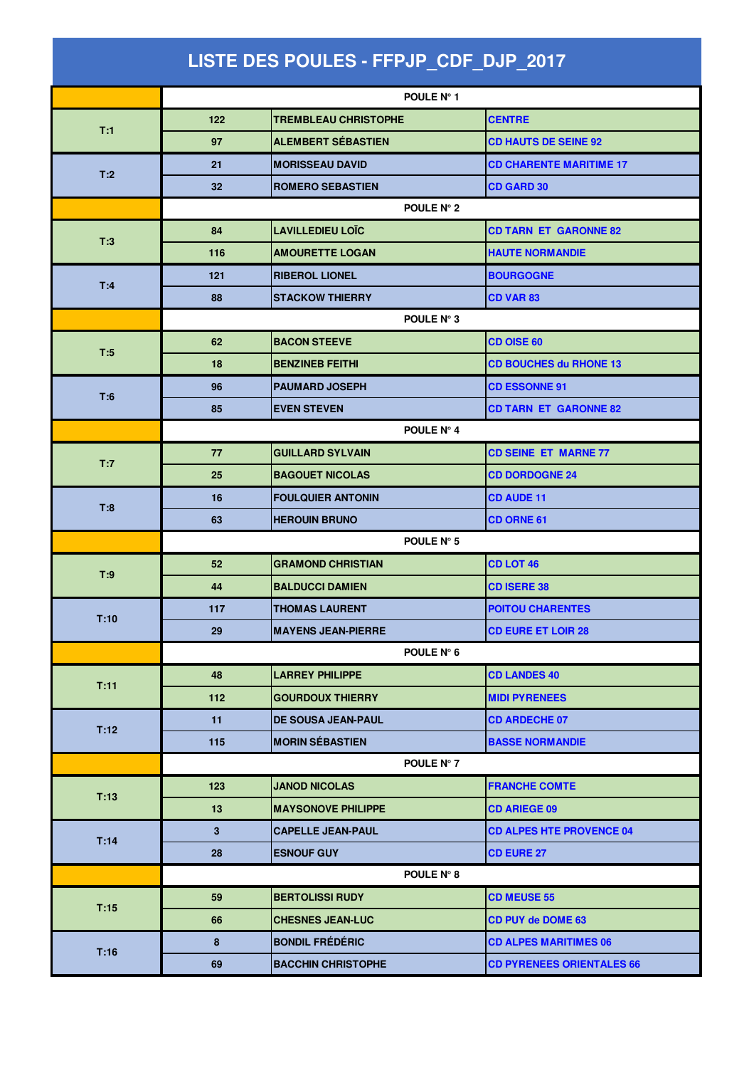# LISTE DES POULES - FFPJP_CDF_DJP_2017

| | POULE N° 1 | | |
|---|---|---|---|
| T:1 | 122 | TREMBLEAU CHRISTOPHE | CENTRE |
| | 97 | ALEMBERT SÉBASTIEN | CD HAUTS DE SEINE 92 |
| T:2 | 21 | MORISSEAU DAVID | CD CHARENTE MARITIME 17 |
| | 32 | ROMERO SEBASTIEN | CD GARD 30 |
| | POULE N° 2 | | |
| T:3 | 84 | LAVILLEDIEU LOÏC | CD TARN ET GARONNE 82 |
| | 116 | AMOURETTE LOGAN | HAUTE NORMANDIE |
| T:4 | 121 | RIBEROL LIONEL | BOURGOGNE |
| | 88 | STACKOW THIERRY | CD VAR 83 |
| | POULE N° 3 | | |
| T:5 | 62 | BACON STEEVE | CD OISE 60 |
| | 18 | BENZINEB FEITHI | CD BOUCHES du RHONE 13 |
| T:6 | 96 | PAUMARD JOSEPH | CD ESSONNE 91 |
| | 85 | EVEN STEVEN | CD TARN ET GARONNE 82 |
| | POULE N° 4 | | |
| T:7 | 77 | GUILLARD SYLVAIN | CD SEINE ET MARNE 77 |
| | 25 | BAGOUET NICOLAS | CD DORDOGNE 24 |
| T:8 | 16 | FOULQUIER ANTONIN | CD AUDE 11 |
| | 63 | HEROUIN BRUNO | CD ORNE 61 |
| | POULE N° 5 | | |
| T:9 | 52 | GRAMOND CHRISTIAN | CD LOT 46 |
| | 44 | BALDUCCI DAMIEN | CD ISERE 38 |
| T:10 | 117 | THOMAS LAURENT | POITOU CHARENTES |
| | 29 | MAYENS JEAN-PIERRE | CD EURE ET LOIR 28 |
| | POULE N° 6 | | |
| T:11 | 48 | LARREY PHILIPPE | CD LANDES 40 |
| | 112 | GOURDOUX THIERRY | MIDI PYRENEES |
| T:12 | 11 | DE SOUSA JEAN-PAUL | CD ARDECHE 07 |
| | 115 | MORIN SÉBASTIEN | BASSE NORMANDIE |
| | POULE N° 7 | | |
| T:13 | 123 | JANOD NICOLAS | FRANCHE COMTE |
| | 13 | MAYSONOVE PHILIPPE | CD ARIEGE 09 |
| T:14 | 3 | CAPELLE JEAN-PAUL | CD ALPES HTE PROVENCE 04 |
| | 28 | ESNOUF GUY | CD EURE 27 |
| | POULE N° 8 | | |
| T:15 | 59 | BERTOLISSI RUDY | CD MEUSE 55 |
| | 66 | CHESNES JEAN-LUC | CD PUY de DOME 63 |
| T:16 | 8 | BONDIL FRÉDÉRIC | CD ALPES MARITIMES 06 |
| | 69 | BACCHIN CHRISTOPHE | CD PYRENEES ORIENTALES 66 |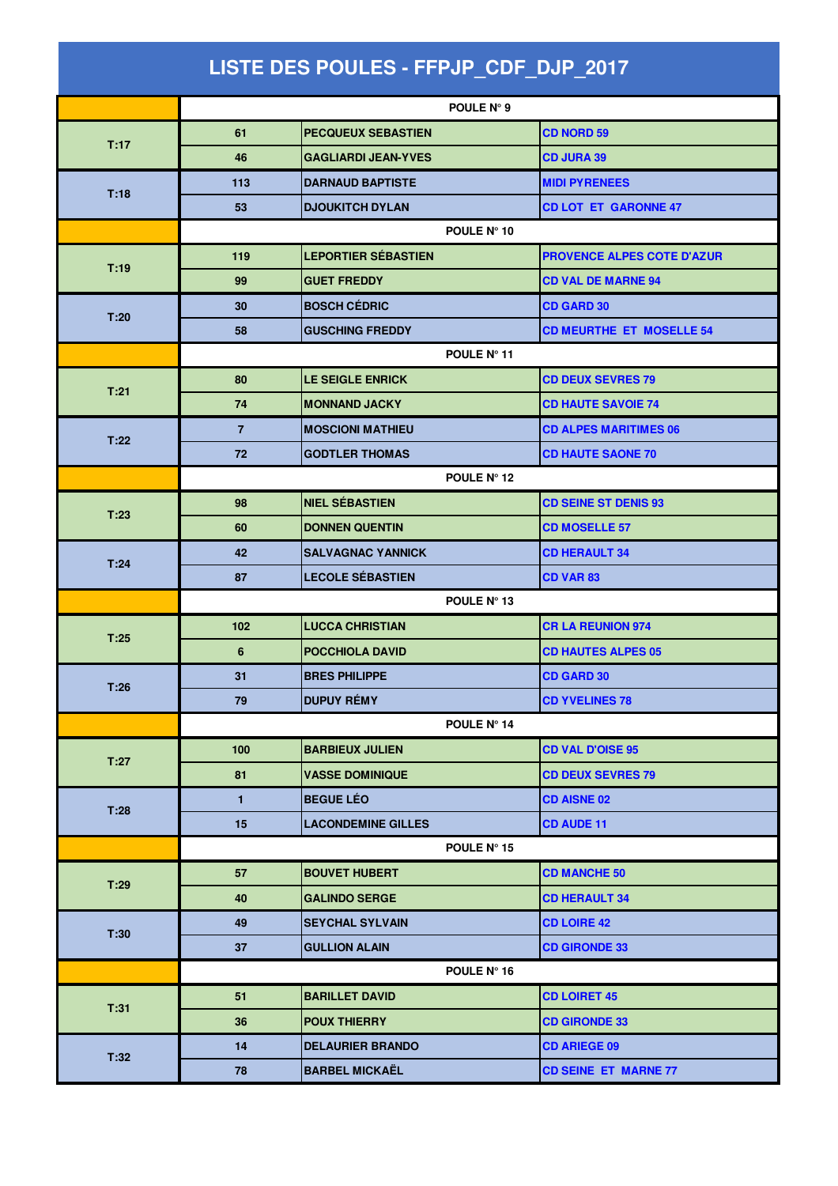# LISTE DES POULES - FFPJP_CDF_DJP_2017

| | | | |
|---|---|---|---|
| | POULE N° 9 | | |
| T:17 | 61 | PECQUEUX SEBASTIEN | CD NORD 59 |
| | 46 | GAGLIARDI JEAN-YVES | CD JURA 39 |
| T:18 | 113 | DARNAUD BAPTISTE | MIDI PYRENEES |
| | 53 | DJOUKITCH DYLAN | CD LOT ET GARONNE 47 |
| | POULE N° 10 | | |
| T:19 | 119 | LEPORTIER SÉBASTIEN | PROVENCE ALPES COTE D'AZUR |
| | 99 | GUET FREDDY | CD VAL DE MARNE 94 |
| T:20 | 30 | BOSCH CÉDRIC | CD GARD 30 |
| | 58 | GUSCHING FREDDY | CD MEURTHE ET MOSELLE 54 |
| | POULE N° 11 | | |
| T:21 | 80 | LE SEIGLE ENRICK | CD DEUX SEVRES 79 |
| | 74 | MONNAND JACKY | CD HAUTE SAVOIE 74 |
| T:22 | 7 | MOSCIONI MATHIEU | CD ALPES MARITIMES 06 |
| | 72 | GODTLER THOMAS | CD HAUTE SAONE 70 |
| | POULE N° 12 | | |
| T:23 | 98 | NIEL SÉBASTIEN | CD SEINE ST DENIS 93 |
| | 60 | DONNEN QUENTIN | CD MOSELLE 57 |
| T:24 | 42 | SALVAGNAC YANNICK | CD HERAULT 34 |
| | 87 | LECOLE SÉBASTIEN | CD VAR 83 |
| | POULE N° 13 | | |
| T:25 | 102 | LUCCA CHRISTIAN | CR LA REUNION 974 |
| | 6 | POCCHIOLA DAVID | CD HAUTES ALPES 05 |
| T:26 | 31 | BRES PHILIPPE | CD GARD 30 |
| | 79 | DUPUY RÉMY | CD YVELINES 78 |
| | POULE N° 14 | | |
| T:27 | 100 | BARBIEUX JULIEN | CD VAL D'OISE 95 |
| | 81 | VASSE DOMINIQUE | CD DEUX SEVRES 79 |
| T:28 | 1 | BEGUE LÉO | CD AISNE 02 |
| | 15 | LACONDEMINE GILLES | CD AUDE 11 |
| | POULE N° 15 | | |
| T:29 | 57 | BOUVET HUBERT | CD MANCHE 50 |
| | 40 | GALINDO SERGE | CD HERAULT 34 |
| T:30 | 49 | SEYCHAL SYLVAIN | CD LOIRE 42 |
| | 37 | GULLION ALAIN | CD GIRONDE 33 |
| | POULE N° 16 | | |
| T:31 | 51 | BARILLET DAVID | CD LOIRET 45 |
| | 36 | POUX THIERRY | CD GIRONDE 33 |
| T:32 | 14 | DELAURIER BRANDO | CD ARIEGE 09 |
| | 78 | BARBEL MICKAËL | CD SEINE ET MARNE 77 |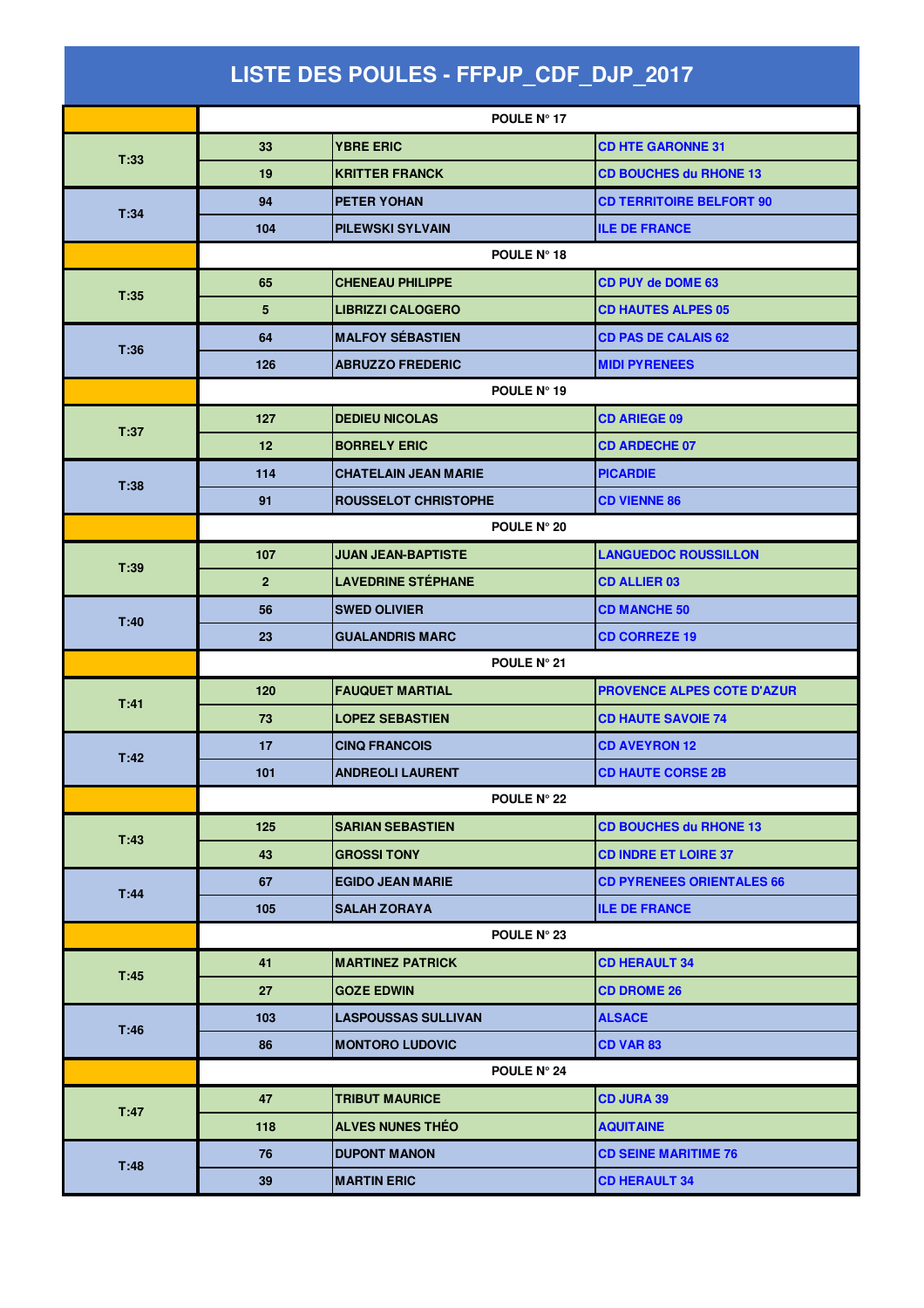# LISTE DES POULES - FFPJP_CDF_DJP_2017

| | | | |
|---|---|---|---|
| | POULE N° 17 | | |
| T:33 | 33 | YBRE ERIC | CD HTE GARONNE 31 |
| | 19 | KRITTER FRANCK | CD BOUCHES du RHONE 13 |
| T:34 | 94 | PETER YOHAN | CD TERRITOIRE BELFORT 90 |
| | 104 | PILEWSKI SYLVAIN | ILE DE FRANCE |
| | POULE N° 18 | | |
| T:35 | 65 | CHENEAU PHILIPPE | CD PUY de DOME 63 |
| | 5 | LIBRIZZI CALOGERO | CD HAUTES ALPES 05 |
| T:36 | 64 | MALFOY SÉBASTIEN | CD PAS DE CALAIS 62 |
| | 126 | ABRUZZO FREDERIC | MIDI PYRENEES |
| | POULE N° 19 | | |
| T:37 | 127 | DEDIEU NICOLAS | CD ARIEGE 09 |
| | 12 | BORRELY ERIC | CD ARDECHE 07 |
| T:38 | 114 | CHATELAIN JEAN MARIE | PICARDIE |
| | 91 | ROUSSELOT CHRISTOPHE | CD VIENNE 86 |
| | POULE N° 20 | | |
| T:39 | 107 | JUAN JEAN-BAPTISTE | LANGUEDOC ROUSSILLON |
| | 2 | LAVEDRINE STÉPHANE | CD ALLIER 03 |
| T:40 | 56 | SWED OLIVIER | CD MANCHE 50 |
| | 23 | GUALANDRIS MARC | CD CORREZE 19 |
| | POULE N° 21 | | |
| T:41 | 120 | FAUQUET MARTIAL | PROVENCE ALPES COTE D'AZUR |
| | 73 | LOPEZ SEBASTIEN | CD HAUTE SAVOIE 74 |
| T:42 | 17 | CINQ FRANCOIS | CD AVEYRON 12 |
| | 101 | ANDREOLI LAURENT | CD HAUTE CORSE 2B |
| | POULE N° 22 | | |
| T:43 | 125 | SARIAN SEBASTIEN | CD BOUCHES du RHONE 13 |
| | 43 | GROSSI TONY | CD INDRE ET LOIRE 37 |
| T:44 | 67 | EGIDO JEAN MARIE | CD PYRENEES ORIENTALES 66 |
| | 105 | SALAH ZORAYA | ILE DE FRANCE |
| | POULE N° 23 | | |
| T:45 | 41 | MARTINEZ PATRICK | CD HERAULT 34 |
| | 27 | GOZE EDWIN | CD DROME 26 |
| T:46 | 103 | LASPOUSSAS SULLIVAN | ALSACE |
| | 86 | MONTORO LUDOVIC | CD VAR 83 |
| | POULE N° 24 | | |
| T:47 | 47 | TRIBUT MAURICE | CD JURA 39 |
| | 118 | ALVES NUNES THÉO | AQUITAINE |
| T:48 | 76 | DUPONT MANON | CD SEINE MARITIME 76 |
| | 39 | MARTIN ERIC | CD HERAULT 34 |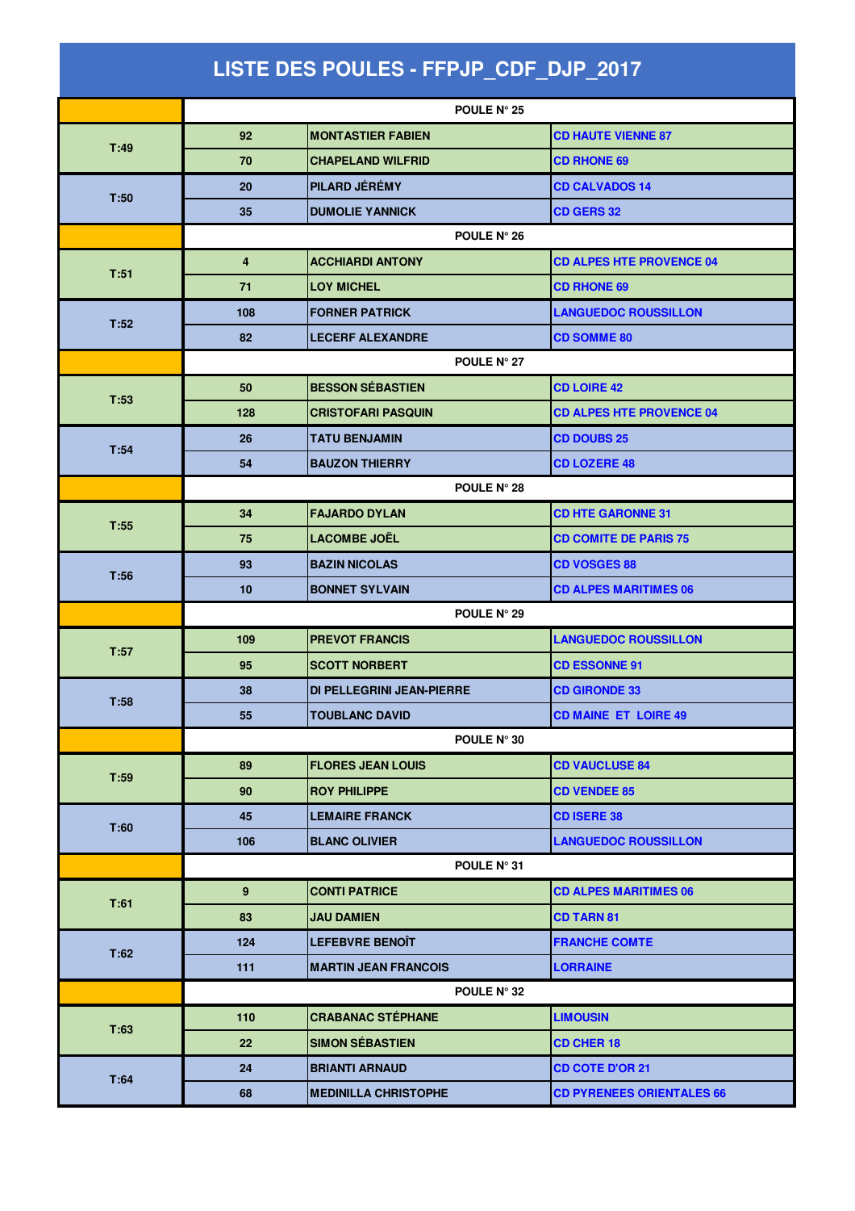# LISTE DES POULES - FFPJP_CDF_DJP_2017

| | | | |
|---|---|---|---|
| | POULE N° 25 | | |
| T:49 | 92 | MONTASTIER FABIEN | CD HAUTE VIENNE 87 |
| | 70 | CHAPELAND WILFRID | CD RHONE 69 |
| T:50 | 20 | PILARD JÉRÉMY | CD CALVADOS 14 |
| | 35 | DUMOLIE YANNICK | CD GERS 32 |
| | POULE N° 26 | | |
| T:51 | 4 | ACCHIARDI ANTONY | CD ALPES HTE PROVENCE 04 |
| | 71 | LOY MICHEL | CD RHONE 69 |
| T:52 | 108 | FORNER PATRICK | LANGUEDOC ROUSSILLON |
| | 82 | LECERF ALEXANDRE | CD SOMME 80 |
| | POULE N° 27 | | |
| T:53 | 50 | BESSON SÉBASTIEN | CD LOIRE 42 |
| | 128 | CRISTOFARI PASQUIN | CD ALPES HTE PROVENCE 04 |
| T:54 | 26 | TATU BENJAMIN | CD DOUBS 25 |
| | 54 | BAUZON THIERRY | CD LOZERE 48 |
| | POULE N° 28 | | |
| T:55 | 34 | FAJARDO DYLAN | CD HTE GARONNE 31 |
| | 75 | LACOMBE JOËL | CD COMITE DE PARIS 75 |
| T:56 | 93 | BAZIN NICOLAS | CD VOSGES 88 |
| | 10 | BONNET SYLVAIN | CD ALPES MARITIMES 06 |
| | POULE N° 29 | | |
| T:57 | 109 | PREVOT FRANCIS | LANGUEDOC ROUSSILLON |
| | 95 | SCOTT NORBERT | CD ESSONNE 91 |
| T:58 | 38 | DI PELLEGRINI JEAN-PIERRE | CD GIRONDE 33 |
| | 55 | TOUBLANC DAVID | CD MAINE ET LOIRE 49 |
| | POULE N° 30 | | |
| T:59 | 89 | FLORES JEAN LOUIS | CD VAUCLUSE 84 |
| | 90 | ROY PHILIPPE | CD VENDEE 85 |
| T:60 | 45 | LEMAIRE FRANCK | CD ISERE 38 |
| | 106 | BLANC OLIVIER | LANGUEDOC ROUSSILLON |
| | POULE N° 31 | | |
| T:61 | 9 | CONTI PATRICE | CD ALPES MARITIMES 06 |
| | 83 | JAU DAMIEN | CD TARN 81 |
| T:62 | 124 | LEFEBVRE BENOÎT | FRANCHE COMTE |
| | 111 | MARTIN JEAN FRANCOIS | LORRAINE |
| | POULE N° 32 | | |
| T:63 | 110 | CRABANAC STÉPHANE | LIMOUSIN |
| | 22 | SIMON SÉBASTIEN | CD CHER 18 |
| T:64 | 24 | BRIANTI ARNAUD | CD COTE D'OR 21 |
| | 68 | MEDINILLA CHRISTOPHE | CD PYRENEES ORIENTALES 66 |